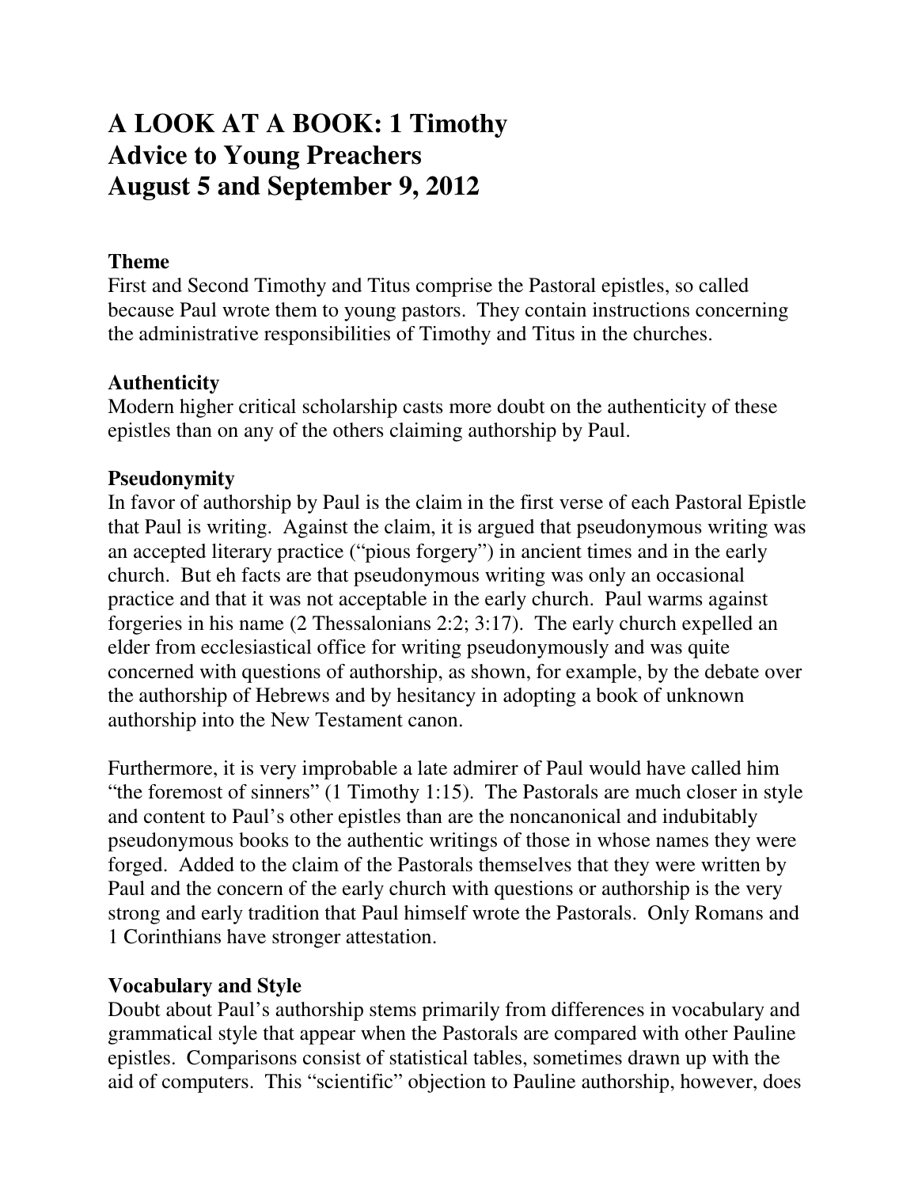# A LOOK AT A BOOK: 1 Timothy
# Advice to Young Preachers
# August 5 and September 9, 2012

**Theme**

First and Second Timothy and Titus comprise the Pastoral epistles, so called because Paul wrote them to young pastors. They contain instructions concerning the administrative responsibilities of Timothy and Titus in the churches.

**Authenticity**

Modern higher critical scholarship casts more doubt on the authenticity of these epistles than on any of the others claiming authorship by Paul.

**Pseudonymity**

In favor of authorship by Paul is the claim in the first verse of each Pastoral Epistle that Paul is writing. Against the claim, it is argued that pseudonymous writing was an accepted literary practice ("pious forgery") in ancient times and in the early church. But eh facts are that pseudonymous writing was only an occasional practice and that it was not acceptable in the early church. Paul warms against forgeries in his name (2 Thessalonians 2:2; 3:17). The early church expelled an elder from ecclesiastical office for writing pseudonymously and was quite concerned with questions of authorship, as shown, for example, by the debate over the authorship of Hebrews and by hesitancy in adopting a book of unknown authorship into the New Testament canon.

Furthermore, it is very improbable a late admirer of Paul would have called him "the foremost of sinners" (1 Timothy 1:15). The Pastorals are much closer in style and content to Paul's other epistles than are the noncanonical and indubitably pseudonymous books to the authentic writings of those in whose names they were forged. Added to the claim of the Pastorals themselves that they were written by Paul and the concern of the early church with questions or authorship is the very strong and early tradition that Paul himself wrote the Pastorals. Only Romans and 1 Corinthians have stronger attestation.

**Vocabulary and Style**

Doubt about Paul's authorship stems primarily from differences in vocabulary and grammatical style that appear when the Pastorals are compared with other Pauline epistles. Comparisons consist of statistical tables, sometimes drawn up with the aid of computers. This "scientific" objection to Pauline authorship, however, does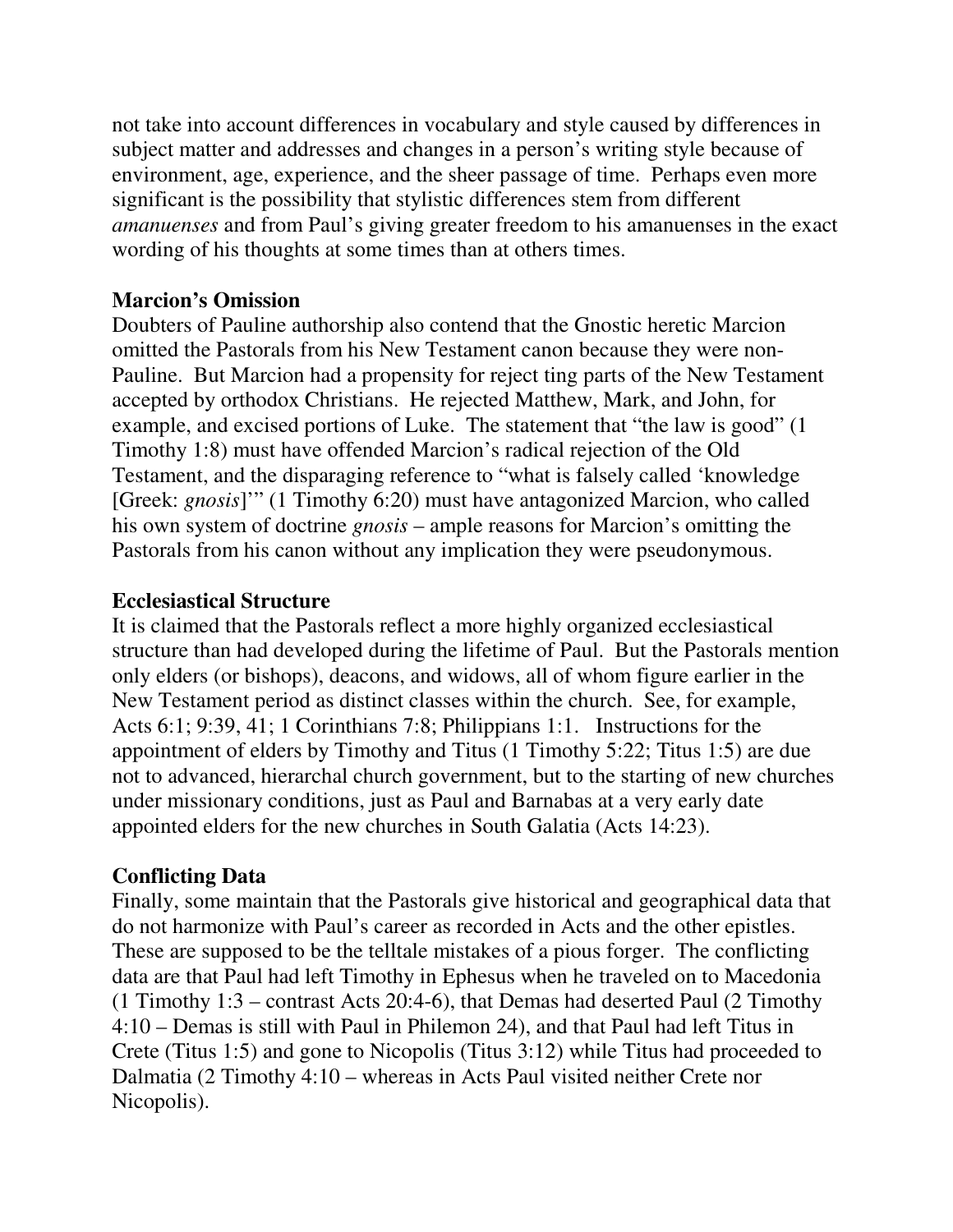not take into account differences in vocabulary and style caused by differences in subject matter and addresses and changes in a person's writing style because of environment, age, experience, and the sheer passage of time. Perhaps even more significant is the possibility that stylistic differences stem from different *amanuenses* and from Paul's giving greater freedom to his amanuenses in the exact wording of his thoughts at some times than at others times.

**Marcion's Omission**

Doubters of Pauline authorship also contend that the Gnostic heretic Marcion omitted the Pastorals from his New Testament canon because they were non-Pauline. But Marcion had a propensity for reject ting parts of the New Testament accepted by orthodox Christians. He rejected Matthew, Mark, and John, for example, and excised portions of Luke. The statement that "the law is good" (1 Timothy 1:8) must have offended Marcion's radical rejection of the Old Testament, and the disparaging reference to "what is falsely called 'knowledge [Greek: *gnosis*]'" (1 Timothy 6:20) must have antagonized Marcion, who called his own system of doctrine *gnosis* – ample reasons for Marcion's omitting the Pastorals from his canon without any implication they were pseudonymous.

**Ecclesiastical Structure**

It is claimed that the Pastorals reflect a more highly organized ecclesiastical structure than had developed during the lifetime of Paul. But the Pastorals mention only elders (or bishops), deacons, and widows, all of whom figure earlier in the New Testament period as distinct classes within the church. See, for example, Acts 6:1; 9:39, 41; 1 Corinthians 7:8; Philippians 1:1. Instructions for the appointment of elders by Timothy and Titus (1 Timothy 5:22; Titus 1:5) are due not to advanced, hierarchal church government, but to the starting of new churches under missionary conditions, just as Paul and Barnabas at a very early date appointed elders for the new churches in South Galatia (Acts 14:23).

**Conflicting Data**

Finally, some maintain that the Pastorals give historical and geographical data that do not harmonize with Paul's career as recorded in Acts and the other epistles. These are supposed to be the telltale mistakes of a pious forger. The conflicting data are that Paul had left Timothy in Ephesus when he traveled on to Macedonia (1 Timothy 1:3 – contrast Acts 20:4-6), that Demas had deserted Paul (2 Timothy 4:10 – Demas is still with Paul in Philemon 24), and that Paul had left Titus in Crete (Titus 1:5) and gone to Nicopolis (Titus 3:12) while Titus had proceeded to Dalmatia (2 Timothy 4:10 – whereas in Acts Paul visited neither Crete nor Nicopolis).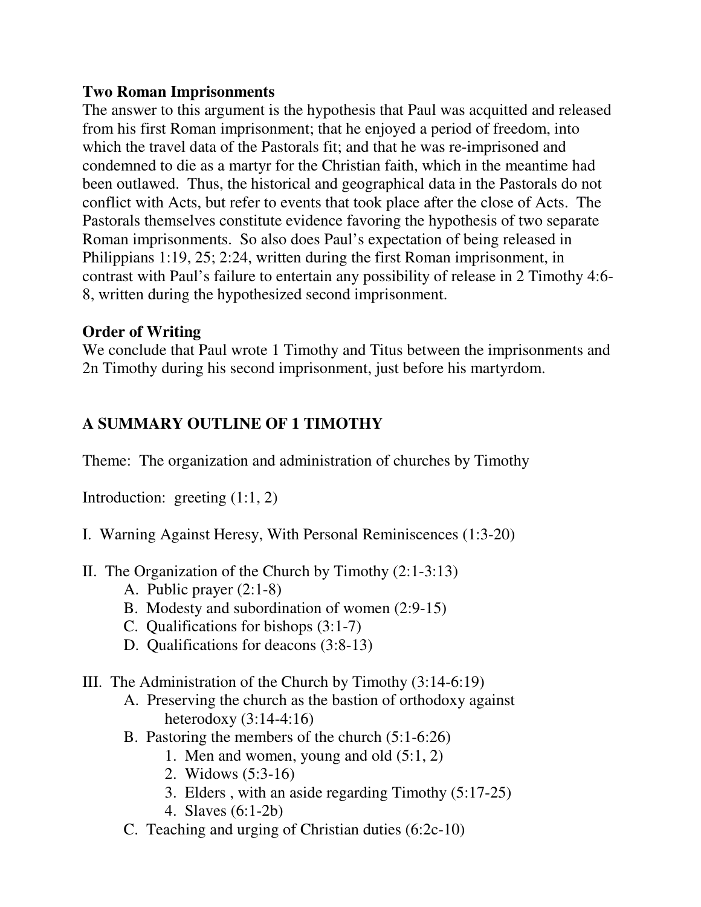**Two Roman Imprisonments**

The answer to this argument is the hypothesis that Paul was acquitted and released from his first Roman imprisonment; that he enjoyed a period of freedom, into which the travel data of the Pastorals fit; and that he was re-imprisoned and condemned to die as a martyr for the Christian faith, which in the meantime had been outlawed. Thus, the historical and geographical data in the Pastorals do not conflict with Acts, but refer to events that took place after the close of Acts. The Pastorals themselves constitute evidence favoring the hypothesis of two separate Roman imprisonments. So also does Paul's expectation of being released in Philippians 1:19, 25; 2:24, written during the first Roman imprisonment, in contrast with Paul's failure to entertain any possibility of release in 2 Timothy 4:6-8, written during the hypothesized second imprisonment.

**Order of Writing**

We conclude that Paul wrote 1 Timothy and Titus between the imprisonments and 2n Timothy during his second imprisonment, just before his martyrdom.

## A SUMMARY OUTLINE OF 1 TIMOTHY

Theme: The organization and administration of churches by Timothy

Introduction: greeting (1:1, 2)

I. Warning Against Heresy, With Personal Reminiscences (1:3-20)

II. The Organization of the Church by Timothy (2:1-3:13)
- A. Public prayer (2:1-8)
- B. Modesty and subordination of women (2:9-15)
- C. Qualifications for bishops (3:1-7)
- D. Qualifications for deacons (3:8-13)

III. The Administration of the Church by Timothy (3:14-6:19)
- A. Preserving the church as the bastion of orthodoxy against heterodoxy (3:14-4:16)
- B. Pastoring the members of the church (5:1-6:26)
  1. Men and women, young and old (5:1, 2)
  2. Widows (5:3-16)
  3. Elders , with an aside regarding Timothy (5:17-25)
  4. Slaves (6:1-2b)
- C. Teaching and urging of Christian duties (6:2c-10)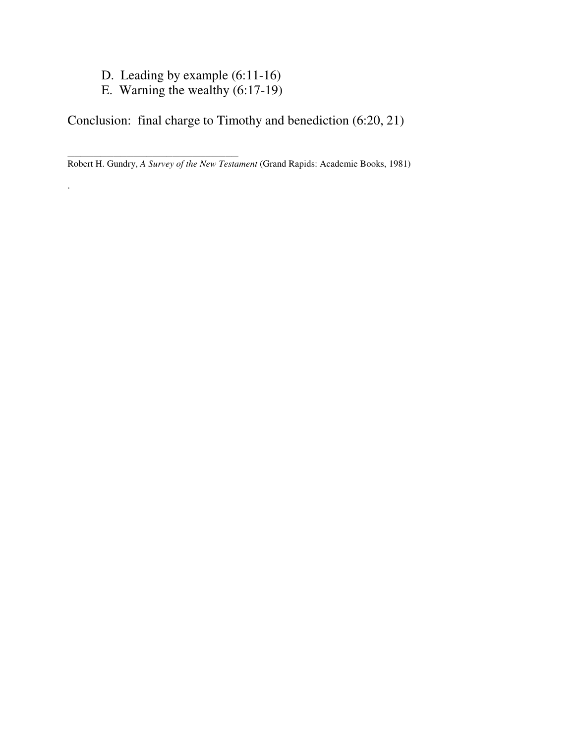D. Leading by example (6:11-16)
E. Warning the wealthy (6:17-19)

Conclusion: final charge to Timothy and benediction (6:20, 21)

______________________________

Robert H. Gundry, *A Survey of the New Testament* (Grand Rapids: Academie Books, 1981)

.